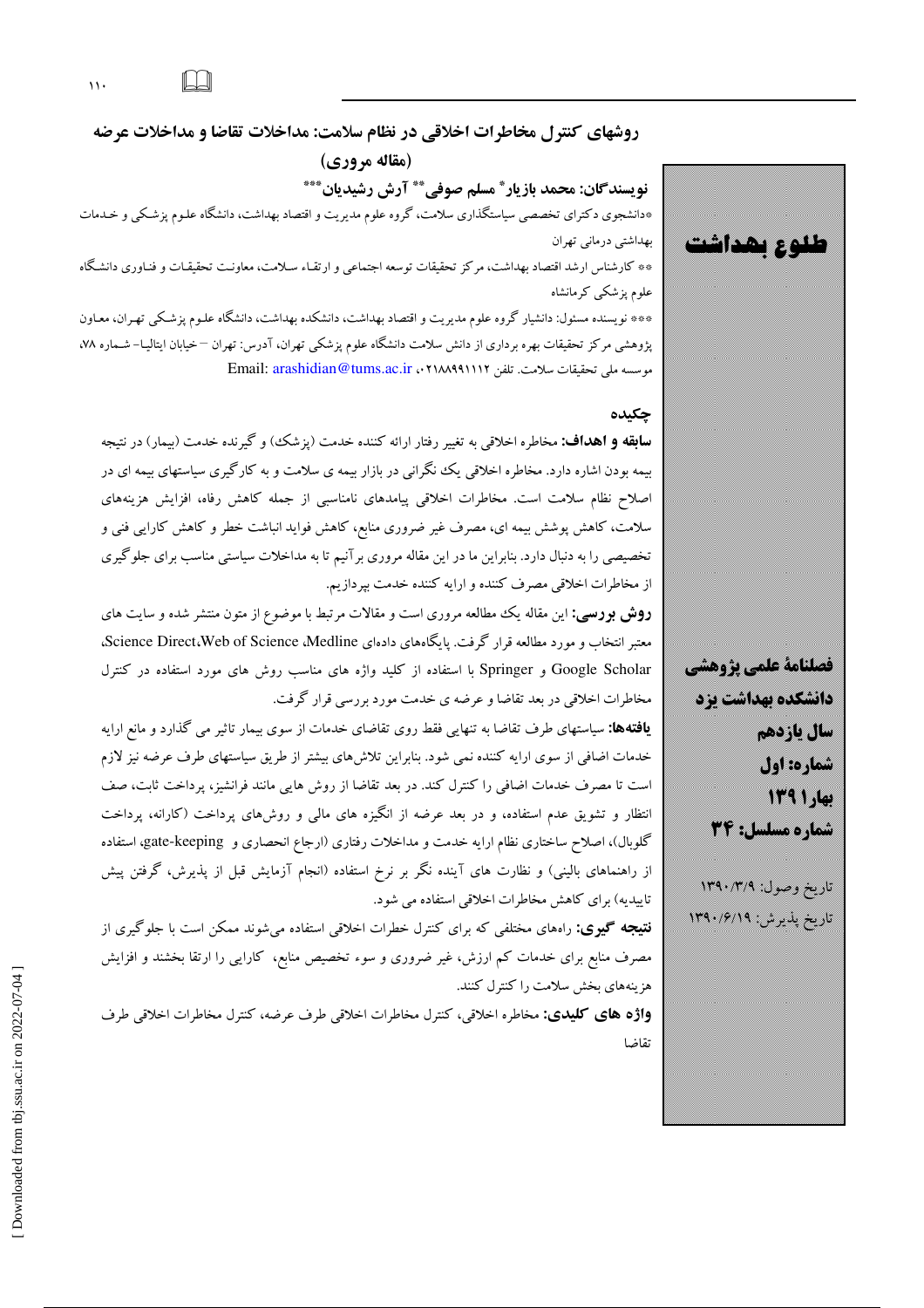# روشهای کنترل مخاطرات اخلاقی در نظام سلامت: مداخلات تقاضا و مداخلات عرضه

## (مقاله مروری)

**نویسندگان: محمد بازیار[*] مسلم صوفی[**] آرش رشیدیان[***]**

*دانشجوی دکترای تخصصی سیاستگذاری سلامت، گروه علوم مدیریت و اقتصاد بهداشت، دانشگاه علوم پزشکی و خدمات بهداشتی درمانی تهران

** کارشناس ارشد اقتصاد بهداشت، مرکز تحقیقات توسعه اجتماعی و ارتقاء سلامت، معاونت تحقیقات و فناوری دانشگاه علوم پزشکی کرمانشاه

*** نویسنده مسئول: دانشیار گروه علوم مدیریت و اقتصاد بهداشت، دانشکده بهداشت، دانشگاه علوم پزشکی تهران، معاون پژوهشی مرکز تحقیقات بهره برداری از دانش سلامت دانشگاه علوم پزشکی تهران، آدرس: تهران – خیابان ایتالیا- شماره ۷۸، موسسه ملی تحقیقات سلامت. تلفن ۰۲۱۸۸۹۹۱۱۱۲، Email: arashidian@tums.ac.ir

طلوع بهداشت

فصلنامهٔ علمی پژوهشی دانشکده بهداشت یزد

سال یازدهم

شماره: اول

بهار ۱۳۹۱

شماره مسلسل: ۳۴

تاریخ وصول: ۱۳۹۰/۳/۹

تاریخ پذیرش: ۱۳۹۰/۶/۱۹

## چکیده

**سابقه و اهداف:** مخاطره اخلاقی به تغییر رفتار ارائه کننده خدمت (پزشک) و گیرنده خدمت (بیمار) در نتیجه بیمه بودن اشاره دارد. مخاطره اخلاقی یک نگرانی در بازار بیمه ی سلامت و به کارگیری سیاستهای بیمه ای در اصلاح نظام سلامت است. مخاطرات اخلاقی پیامدهای نامناسبی از جمله کاهش رفاه، افزایش هزینه‌های سلامت، کاهش پوشش بیمه ای، مصرف غیر ضروری منابع، کاهش فواید انباشت خطر و کاهش کارایی فنی و تخصیصی را به دنبال دارد. بنابراین ما در این مقاله مروری برآنیم تا به مداخلات سیاستی مناسب برای جلوگیری از مخاطرات اخلاقی مصرف کننده و ارایه کننده خدمت بپردازیم.

**روش بررسی:** این مقاله یک مطالعه مروری است و مقالات مرتبط با موضوع از متون منتشر شده و سایت های معتبر انتخاب و مورد مطالعه قرار گرفت. پایگاه‌های داده‌ای Medline، Web of Science، Science Direct، Google Scholar و Springer با استفاده از کلید واژه های مناسب روش های مورد استفاده در کنترل مخاطرات اخلاقی در بعد تقاضا و عرضه ی خدمت مورد بررسی قرار گرفت.

**یافته‌ها:** سیاستهای طرف تقاضا به تنهایی فقط روی تقاضای خدمات از سوی بیمار تاثیر می گذارد و مانع ارایه خدمات اضافی از سوی ارایه کننده خدمات نمی شود. بنابراین تلاش‌های بیشتر از طریق سیاستهای طرف عرضه نیز لازم است تا مصرف خدمات اضافی را کنترل کند. در بعد تقاضا از روش هایی مانند فرانشیز، پرداخت ثابت، صف انتظار و تشویق عدم استفاده، و در بعد عرضه از انگیزه های مالی و روش‌های پرداخت (کارانه، پرداخت گلوبال)، اصلاح ساختاری نظام ارایه خدمت و مداخلات رفتاری (ارجاع انحصاری و gate-keeping، استفاده از راهنماهای بالینی) و نظارت های آینده نگر بر نرخ استفاده (انجام آزمایش قبل از پذیرش، گرفتن پیش تاییدیه) برای کاهش مخاطرات اخلاقی استفاده می شود.

**نتیجه گیری:** راه‌های مختلفی که برای کنترل خطرات اخلاقی استفاده می‌شوند ممکن است با جلوگیری از مصرف منابع برای خدمات کم ارزش، غیر ضروری و سوء تخصیص منابع، کارایی را ارتقا بخشند و افزایش هزینه‌های بخش سلامت را کنترل کنند.

**واژه های کلیدی:** مخاطره اخلاقی، کنترل مخاطرات اخلاقی طرف عرضه، کنترل مخاطرات اخلاقی طرف تقاضا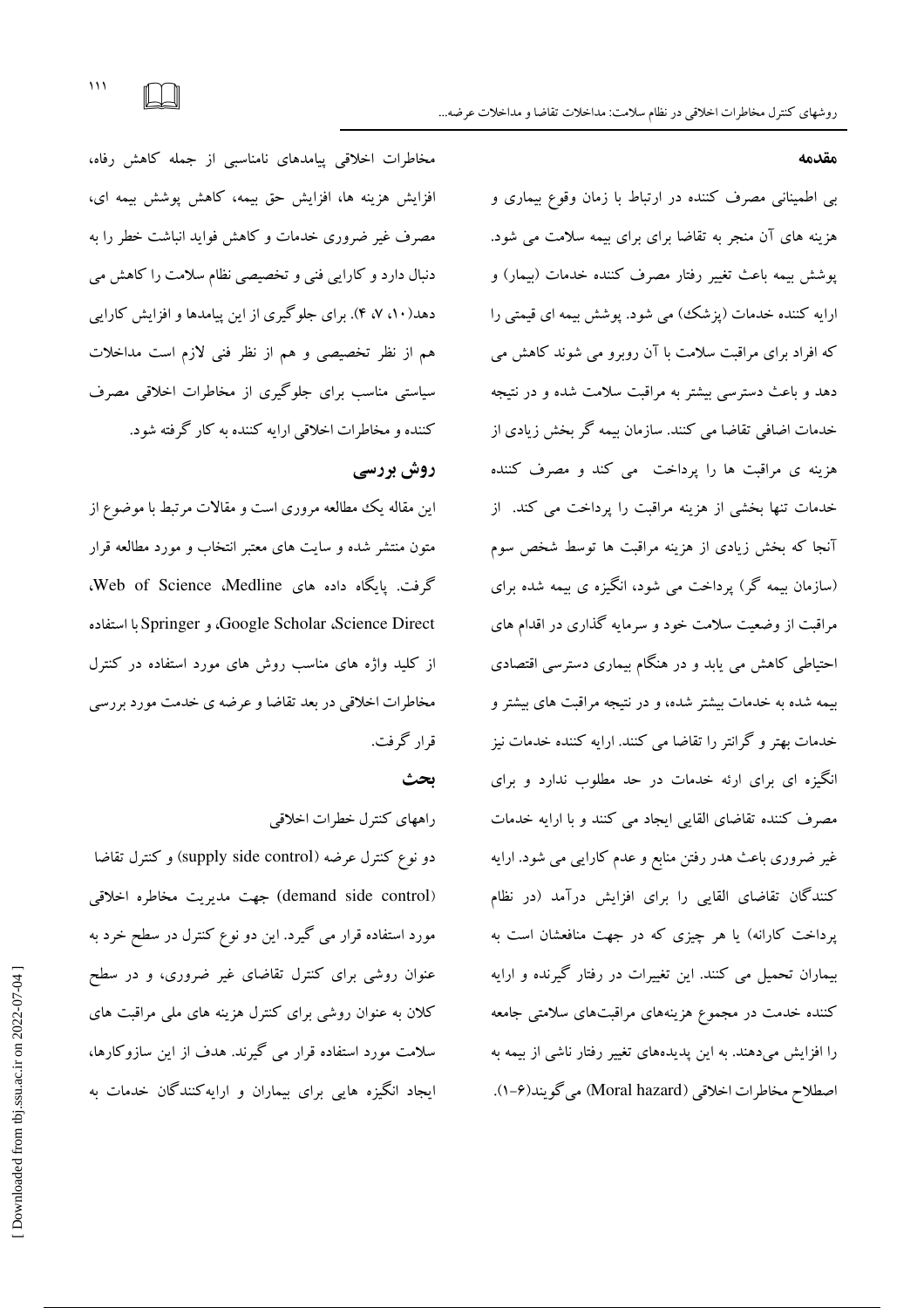## مقدمه

بی اطمینانی مصرف کننده در ارتباط با زمان وقوع بیماری و هزینه های آن منجر به تقاضا برای بیمه سلامت می شود. پوشش بیمه باعث تغییر رفتار مصرف کننده خدمات (بیمار) و ارایه کننده خدمات (پزشک) می شود. پوشش بیمه ای قیمتی را که افراد برای مراقبت سلامت با آن روبرو می شوند کاهش می دهد و باعث دسترسی بیشتر به مراقبت سلامت شده و در نتیجه خدمات اضافی تقاضا می کنند. سازمان بیمه گر بخش زیادی از هزینه ی مراقبت ها را پرداخت می کند و مصرف کننده خدمات تنها بخشی از هزینه مراقبت را پرداخت می کند. از آنجا که بخش زیادی از هزینه مراقبت ها توسط شخص سوم (سازمان بیمه گر) پرداخت می شود، انگیزه ی بیمه شده برای مراقبت از وضعیت سلامت خود و سرمایه گذاری در اقدام های احتیاطی کاهش می یابد و در هنگام بیماری دسترسی اقتصادی بیمه شده به خدمات بیشتر شده، و در نتیجه مراقبت های بیشتر و خدمات بهتر و گرانتر را تقاضا می کنند. ارایه کننده خدمات نیز انگیزه ای برای ارئه خدمات در حد مطلوب ندارد و برای مصرف کننده تقاضای القایی ایجاد می کنند و با ارایه خدمات غیر ضروری باعث هدر رفتن منابع و عدم کارایی می شود. ارایه کنندگان تقاضای القایی را برای افزایش درآمد (در نظام پرداخت کارانه) یا هر چیزی که در جهت منافعشان است به بیماران تحمیل می کنند. این تغییرات در رفتار گیرنده و ارایه کننده خدمت در مجموع هزینه‌های مراقبت‌های سلامتی جامعه را افزایش می‌دهند. به این پدیده‌های تغییر رفتار ناشی از بیمه به اصطلاح مخاطرات اخلاقی (Moral hazard) می‌گویند(۶-۱).

مخاطرات اخلاقی پیامدهای نامناسبی از جمله کاهش رفاه، افزایش هزینه ها، افزایش حق بیمه، کاهش پوشش بیمه ای، مصرف غیر ضروری خدمات و کاهش فواید انباشت خطر را به دنبال دارد و کارایی فنی و تخصیصی نظام سلامت را کاهش می دهد(۱۰، ۷، ۴). برای جلوگیری از این پیامدها و افزایش کارایی هم از نظر تخصیصی و هم از نظر فنی لازم است مداخلات سیاستی مناسب برای جلوگیری از مخاطرات اخلاقی مصرف کننده و مخاطرات اخلاقی ارایه کننده به کار گرفته شود.

## روش بررسی

این مقاله یک مطالعه مروری است و مقالات مرتبط با موضوع از متون منتشر شده و سایت های معتبر انتخاب و مورد مطالعه قرار گرفت. پایگاه داده های Web of Science ،Medline، Google Scholar ،Science Direct، و Springer با استفاده از کلید واژه های مناسب روش های مورد استفاده در کنترل مخاطرات اخلاقی در بعد تقاضا و عرضه ی خدمت مورد بررسی قرار گرفت.

## بحث

راههای کنترل خطرات اخلاقی

دو نوع کنترل عرضه (supply side control) و کنترل تقاضا (demand side control) جهت مدیریت مخاطره اخلاقی مورد استفاده قرار می گیرد. این دو نوع کنترل در سطح خرد به عنوان روشی برای کنترل تقاضای غیر ضروری، و در سطح کلان به عنوان روشی برای کنترل هزینه های ملی مراقبت های سلامت مورد استفاده قرار می گیرند. هدف از این سازوکارها، ایجاد انگیزه هایی برای بیماران و ارایه‌کنندگان خدمات به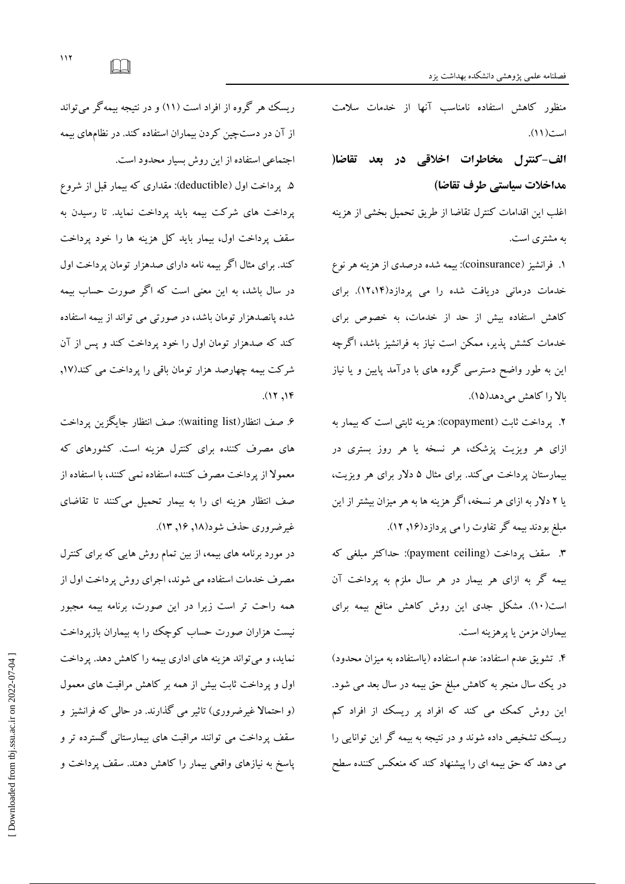منظور کاهش استفاده نامناسب آنها از خدمات سلامت است(۱۱).

**الف-کنترل مخاطرات اخلاقی در بعد تقاضا( مداخلات سیاستی طرف تقاضا)**

اغلب این اقدامات کنترل تقاضا از طریق تحمیل بخشی از هزینه به مشتری است.

۱. فرانشیز (coinsurance): بیمه شده درصدی از هزینه هر نوع خدمات درمانی دریافت شده را می پردازد(۱۲،۱۴). برای کاهش استفاده بیش از حد از خدمات، به خصوص برای خدمات کشش پذیر، ممکن است نیاز به فرانشیز باشد، اگرچه این به طور واضح دسترسی گروه های با درآمد پایین و یا نیاز بالا را کاهش می‌دهد(۱۵).

۲. پرداخت ثابت (copayment): هزینه ثابتی است که بیمار به ازای هر ویزیت پزشک، هر نسخه یا هر روز بستری در بیمارستان پرداخت می‌کند. برای مثال ۵ دلار برای هر ویزیت، یا ۲ دلار به ازای هر نسخه، اگر هزینه ها به هر میزان بیشتر از این مبلغ بودند بیمه گر تفاوت را می پردازد(۱۶, ۱۲).

۳. سقف پرداخت (payment ceiling): حداکثر مبلغی که بیمه گر به ازای هر بیمار در هر سال ملزم به پرداخت آن است(۱۰). مشکل جدی این روش کاهش منافع بیمه برای بیماران مزمن یا پرهزینه است.

۴. تشویق عدم استفاده: عدم استفاده (یااستفاده به میزان محدود) در یک سال منجر به کاهش مبلغ حق بیمه در سال بعد می شود. این روش کمک می کند که افراد پر ریسک از افراد کم ریسک تشخیص داده شوند و در نتیجه به بیمه گر این توانایی را می دهد که حق بیمه ای را پیشنهاد کند که منعکس کننده سطح ریسک هر گروه از افراد است (۱۱) و در نتیجه بیمه‌گر می‌تواند از آن در دست‌چین کردن بیماران استفاده کند. در نظام‌های بیمه اجتماعی استفاده از این روش بسیار محدود است.

۵. پرداخت اول (deductible): مقداری که بیمار قبل از شروع پرداخت های شرکت بیمه باید پرداخت نماید. تا رسیدن به سقف پرداخت اول، بیمار باید کل هزینه ها را خود پرداخت کند. برای مثال اگر بیمه نامه دارای صدهزار تومان پرداخت اول در سال باشد، به این معنی است که اگر صورت حساب بیمه شده پانصدهزار تومان باشد، در صورتی می تواند از بیمه استفاده کند که صدهزار تومان اول را خود پرداخت کند و پس از آن شرکت بیمه چهارصد هزار تومان باقی را پرداخت می کند(۱۷, ۱۴, ۱۲).

۶. صف انتظار(waiting list): صف انتظار جایگزین پرداخت های مصرف کننده برای کنترل هزینه است. کشورهای که معمولا از پرداخت مصرف کننده استفاده نمی کنند، با استفاده از صف انتظار هزینه ای را به بیمار تحمیل می‌کنند تا تقاضای غیرضروری حذف شود(۱۸, ۱۶, ۱۳).

در مورد برنامه های بیمه، از بین تمام روش هایی که برای کنترل مصرف خدمات استفاده می شوند، اجرای روش پرداخت اول از همه راحت تر است زیرا در این صورت، برنامه بیمه مجبور نیست هزاران صورت حساب کوچک را به بیماران بازپرداخت نماید، و می‌تواند هزینه های اداری بیمه را کاهش دهد. پرداخت اول و پرداخت ثابت بیش از همه بر کاهش مراقبت های معمول (و احتمالا غیرضروری) تاثیر می گذارند. در حالی که فرانشیز و سقف پرداخت می توانند مراقبت های بیمارستانی گسترده تر و پاسخ به نیازهای واقعی بیمار را کاهش دهند. سقف پرداخت و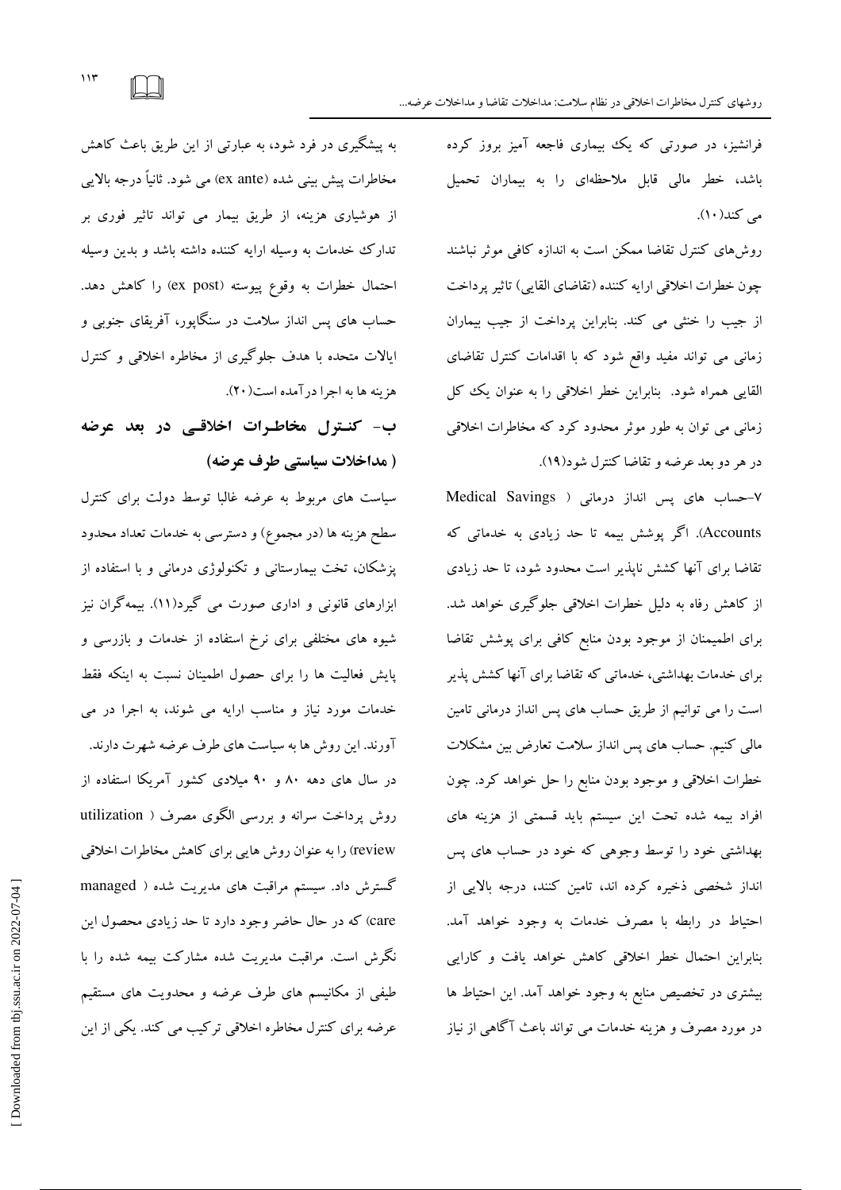فرانشیز، در صورتی که یک بیماری فاجعه آمیز بروز کرده باشد، خطر مالی قابل ملاحظه‌ای را به بیماران تحمیل می کند(۱۰).

روش‌های کنترل تقاضا ممکن است به اندازه کافی موثر نباشند چون خطرات اخلاقی ارایه کننده (تقاضای القایی) تاثیر پرداخت از جیب را خنثی می کند. بنابراین پرداخت از جیب بیماران زمانی می تواند مفید واقع شود که با اقدامات کنترل تقاضای القایی همراه شود. بنابراین خطر اخلاقی را به عنوان یک کل زمانی می توان به طور موثر محدود کرد که مخاطرات اخلاقی در هر دو بعد عرضه و تقاضا کنترل شود(۱۹).

۷-حساب های پس انداز درمانی ( Medical Savings Accounts). اگر پوشش بیمه تا حد زیادی به خدماتی که تقاضا برای آنها کشش ناپذیر است محدود شود، تا حد زیادی از کاهش رفاه به دلیل خطرات اخلاقی جلوگیری خواهد شد. برای اطمینان از موجود بودن منابع کافی برای پوشش تقاضا برای خدمات بهداشتی، خدماتی که تقاضا برای آنها کشش پذیر است را می توانیم از طریق حساب های پس انداز درمانی تامین مالی کنیم. حساب های پس انداز سلامت تعارض بین مشکلات خطرات اخلاقی و موجود بودن منابع را حل خواهد کرد. چون افراد بیمه شده تحت این سیستم باید قسمتی از هزینه های بهداشتی خود را توسط وجوهی که خود در حساب های پس انداز شخصی ذخیره کرده اند، تامین کنند، درجه بالایی از احتیاط در رابطه با مصرف خدمات به وجود خواهد آمد. بنابراین احتمال خطر اخلاقی کاهش خواهد یافت و کارایی بیشتری در تخصیص منابع به وجود خواهد آمد. این احتیاط ها در مورد مصرف و هزینه خدمات می تواند باعث آگاهی از نیاز به پیشگیری در فرد شود، به عبارتی از این طریق باعث کاهش مخاطرات پیش بینی شده (ex ante) می شود. ثانیاً درجه بالایی از هوشیاری هزینه، از طریق بیمار می تواند تاثیر فوری بر تدارک خدمات به وسیله ارایه کننده داشته باشد و بدین وسیله احتمال خطرات به وقوع پیوسته (ex post) را کاهش دهد. حساب های پس انداز سلامت در سنگاپور، آفریقای جنوبی و ایالات متحده با هدف جلوگیری از مخاطره اخلاقی و کنترل هزینه ها به اجرا درآمده است(۲۰).

## ب- کنترل مخاطرات اخلاقی در بعد عرضه (مداخلات سیاستی طرف عرضه)

سیاست های مربوط به عرضه غالبا توسط دولت برای کنترل سطح هزینه ها (در مجموع) و دسترسی به خدمات تعداد محدود پزشکان، تخت بیمارستانی و تکنولوژی درمانی و با استفاده از ابزارهای قانونی و اداری صورت می گیرد(۱۱). بیمه‌گران نیز شیوه های مختلفی برای نرخ استفاده از خدمات و بازرسی و پایش فعالیت ها را برای حصول اطمینان نسبت به اینکه فقط خدمات مورد نیاز و مناسب ارایه می شوند، به اجرا در می آورند. این روش ها به سیاست های طرف عرضه شهرت دارند.

در سال های دهه ۸۰ و ۹۰ میلادی کشور آمریکا استفاده از روش پرداخت سرانه و بررسی الگوی مصرف ( utilization review) را به عنوان روش هایی برای کاهش مخاطرات اخلاقی گسترش داد. سیستم مراقبت های مدیریت شده ( managed care) که در حال حاضر وجود دارد تا حد زیادی محصول این نگرش است. مراقبت مدیریت شده مشارکت بیمه شده را با طیفی از مکانیسم های طرف عرضه و محدویت های مستقیم عرضه برای کنترل مخاطره اخلاقی ترکیب می کند. یکی از این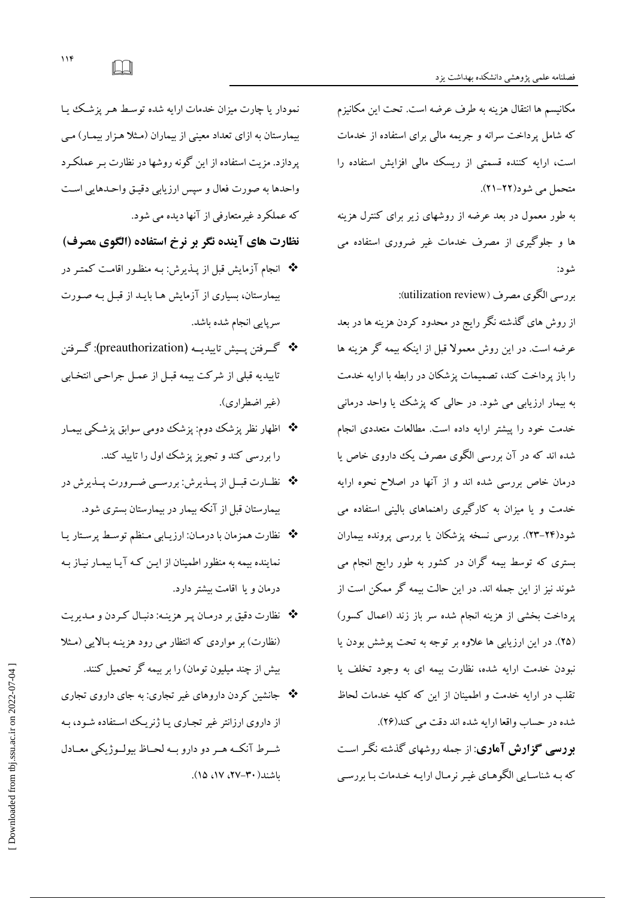مکانیسم ها انتقال هزینه به طرف عرضه است. تحت این مکانیزم که شامل پرداخت سرانه و جریمه مالی برای استفاده از خدمات است، ارایه کننده قسمتی از ریسک مالی افزایش استفاده را متحمل می شود(۲۲-۲۱).

به طور معمول در بعد عرضه از روشهای زیر برای کنترل هزینه ها و جلوگیری از مصرف خدمات غیر ضروری استفاده می شود:

بررسی الگوی مصرف (utilization review):

از روش های گذشته نگر رایج در محدود کردن هزینه ها در بعد عرضه است. در این روش معمولا قبل از اینکه بیمه گر هزینه ها را باز پرداخت کند، تصمیمات پزشکان در رابطه با ارایه خدمت به بیمار ارزیابی می شود. در حالی که پزشک یا واحد درمانی خدمت خود را پیشتر ارایه داده است. مطالعات متعددی انجام شده اند که در آن بررسی الگوی مصرف یک داروی خاص یا درمان خاص بررسی شده اند و از آنها در اصلاح نحوه ارایه خدمت و یا میزان به کارگیری راهنماهای بالینی استفاده می شود(۲۴-۲۳). بررسی نسخه پزشکان یا بررسی پرونده بیماران بستری که توسط بیمه گران در کشور به طور رایج انجام می شوند نیز از این جمله اند. در این حالت بیمه گر ممکن است از پرداخت بخشی از هزینه انجام شده سر باز زند (اعمال کسور) (۲۵). در این ارزیابی ها علاوه بر توجه به تحت پوشش بودن یا نبودن خدمت ارایه شده، نظارت بیمه ای به وجود تخلف یا تقلب در ارایه خدمت و اطمینان از این که کلیه خدمات لحاظ شده در حساب واقعا ارایه شده اند دقت می کند(۲۶).

**بررسی گزارش آماری**: از جمله روشهای گذشته نگر است که بـه شناسایی الگوهای غیر نرمال ارایـه خدمات با بررسی نمودار یا چارت میزان خدمات ارایه شده توسط هـر پزشک یا بیمارستان به ازای تعداد معینی از بیماران (مثلا هزار بیمار) می پردازد. مزیت استفاده از این گونه روشها در نظارت بر عملکرد واحدها به صورت فعال و سپس ارزیابی دقیق واحدهایی است که عملکرد غیرمتعارفی از آنها دیده می شود.

**نظارت های آینده نگر بر نرخ استفاده (الگوی مصرف)**

- انجام آزمایش قبل از پذیرش: به منظور اقامت کمتر در بیمارستان، بسیاری از آزمایش ها باید از قبل به صورت سرپایی انجام شده باشد.
- گرفتن پیش تاییدیه (preauthorization): گرفتن تاییدیه قبلی از شرکت بیمه قبل از عمل جراحی انتخابی (غیر اضطراری).
- اظهار نظر پزشک دوم: پزشک دومی سوابق پزشکی بیمار را بررسی کند و تجویز پزشک اول را تایید کند.
- نظارت قبل از پذیرش: بررسی ضرورت پذیرش در بیمارستان قبل از آنکه بیمار در بیمارستان بستری شود.
- نظارت همزمان با درمان: ارزیابی منظم توسط پرستار یا نماینده بیمه به منظور اطمینان از این که آیا بیمار نیاز به درمان و یا اقامت بیشتر دارد.
- نظارت دقیق بر درمان پر هزینه: دنبال کردن و مدیریت (نظارت) بر مواردی که انتظار می رود هزینه بالایی (مثلا بیش از چند میلیون تومان) را بر بیمه گر تحمیل کنند.
- جانشین کردن داروهای غیر تجاری: به جای داروی تجاری از داروی ارزانتر غیر تجاری یا ژنریک استفاده شود، به شرط آنکه هر دو دارو به لحاظ بیولوژیکی معادل باشند(۳۰-۲۷، ۱۷، ۱۵).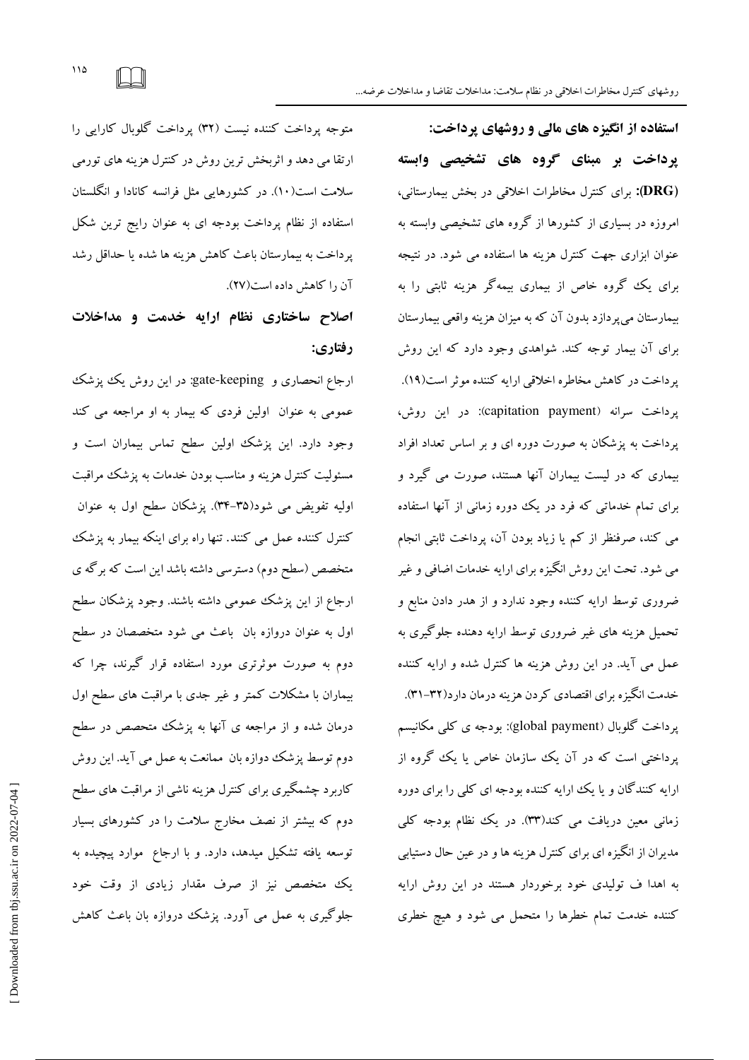**استفاده از انگیزه های مالی و روشهای پرداخت:**

**پرداخت بر مبنای گروه های تشخیصی وابسته (DRG):** برای کنترل مخاطرات اخلاقی در بخش بیمارستانی، امروزه در بسیاری از کشورها از گروه های تشخیصی وابسته به عنوان ابزاری جهت کنترل هزینه ها استفاده می شود. در نتیجه برای یک گروه خاص از بیماری بیمه‌گر هزینه ثابتی را به بیمارستان می‌پردازد بدون آن که به میزان هزینه واقعی بیمارستان برای آن بیمار توجه کند. شواهدی وجود دارد که این روش پرداخت در کاهش مخاطره اخلاقی ارایه کننده موثر است(۱۹).

پرداخت سرانه (capitation payment): در این روش، پرداخت به پزشکان به صورت دوره ای و بر اساس تعداد افراد بیماری که در لیست بیماران آنها هستند، صورت می گیرد و برای تمام خدماتی که فرد در یک دوره زمانی از آنها استفاده می کند، صرفنظر از کم یا زیاد بودن آن، پرداخت ثابتی انجام می شود. تحت این روش انگیزه برای ارایه خدمات اضافی و غیر ضروری توسط ارایه کننده وجود ندارد و از هدر دادن منابع و تحمیل هزینه های غیر ضروری توسط ارایه دهنده جلوگیری به عمل می آید. در این روش هزینه ها کنترل شده و ارایه کننده خدمت انگیزه برای اقتصادی کردن هزینه درمان دارد(۳۲-۳۱).

پرداخت گلوبال (global payment): بودجه ی کلی مکانیسم پرداختی است که در آن یک سازمان خاص یا یک گروه از ارایه کنندگان و یا یک ارایه کننده بودجه ای کلی را برای دوره زمانی معین دریافت می کند(۳۳). در یک نظام بودجه کلی مدیران از انگیزه ای برای کنترل هزینه ها و در عین حال دستیابی به اهدا ف تولیدی خود برخوردار هستند در این روش ارایه کننده خدمت تمام خطرها را متحمل می شود و هیچ خطری متوجه پرداخت کننده نیست (۳۲) پرداخت گلوبال کارایی را ارتقا می دهد و اثربخش ترین روش در کنترل هزینه های تورمی سلامت است(۱۰). در کشورهایی مثل فرانسه کانادا و انگلستان استفاده از نظام پرداخت بودجه ای به عنوان رایج ترین شکل پرداخت به بیمارستان باعث کاهش هزینه ها شده یا حداقل رشد آن را کاهش داده است(۲۷).

**اصلاح ساختاری نظام ارایه خدمت و مداخلات رفتاری:**

ارجاع انحصاری و gate-keeping: در این روش یک پزشک عمومی به عنوان اولین فردی که بیمار به او مراجعه می کند وجود دارد. این پزشک اولین سطح تماس بیماران است و مسئولیت کنترل هزینه و مناسب بودن خدمات به پزشک مراقبت اولیه تفویض می شود(۳۵-۳۴). پزشکان سطح اول به عنوان کنترل کننده عمل می کنند. تنها راه برای اینکه بیمار به پزشک متخصص (سطح دوم) دسترسی داشته باشد این است که برگه ی ارجاع از این پزشک عمومی داشته باشند. وجود پزشکان سطح اول به عنوان دروازه بان باعث می شود متخصصان در سطح دوم به صورت موثرتری مورد استفاده قرار گیرند، چرا که بیماران با مشکلات کمتر و غیر جدی با مراقبت های سطح اول درمان شده و از مراجعه ی آنها به پزشک متحصص در سطح دوم توسط پزشک دوازه بان ممانعت به عمل می آید. این روش کاربرد چشمگیری برای کنترل هزینه ناشی از مراقبت های سطح دوم که بیشتر از نصف مخارج سلامت را در کشورهای بسیار توسعه یافته تشکیل میدهد، دارد. و با ارجاع موارد پیچیده به یک متخصص نیز از صرف مقدار زیادی از وقت خود جلوگیری به عمل می آورد. پزشک دروازه بان باعث کاهش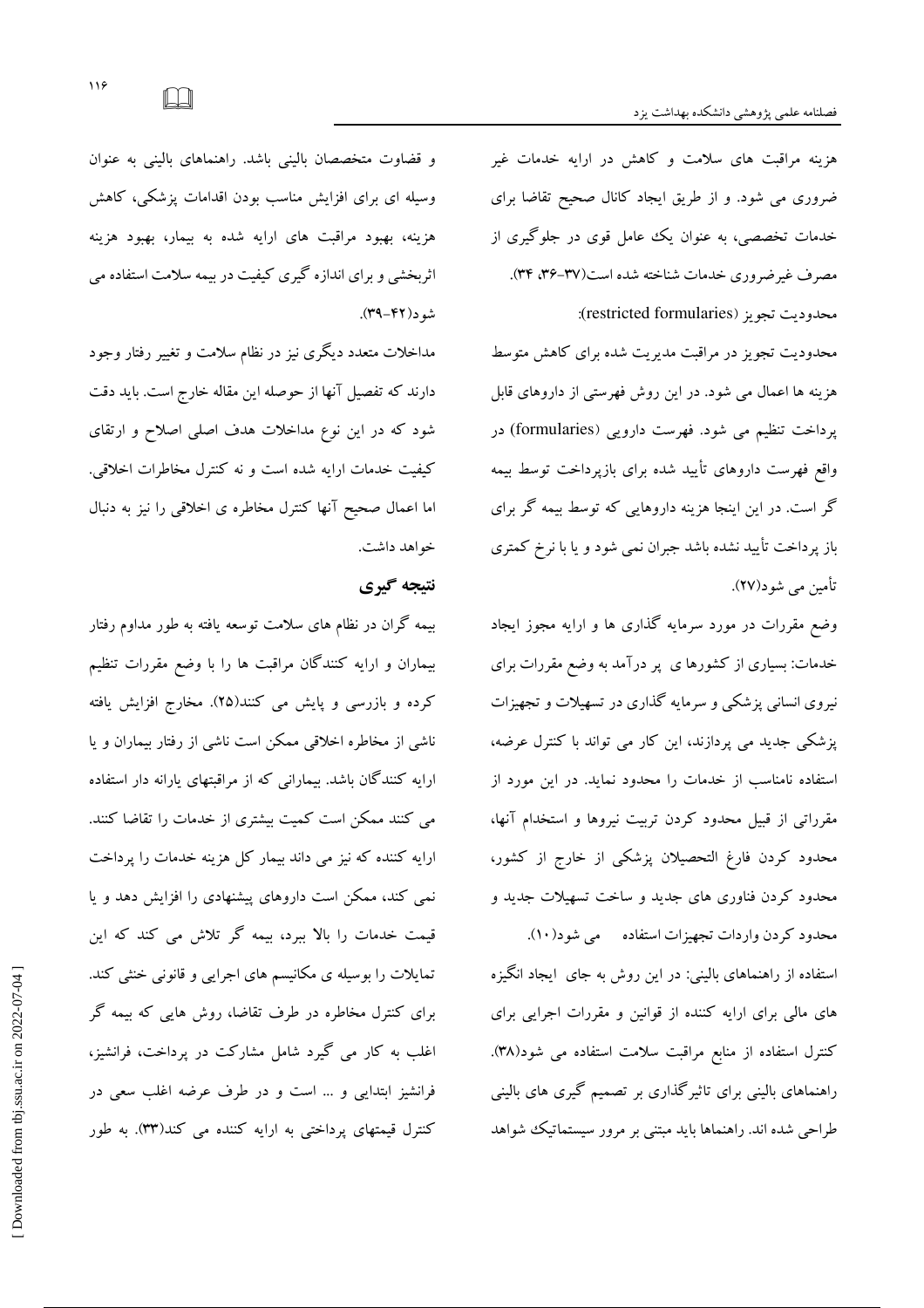هزینه مراقبت های سلامت و کاهش در ارایه خدمات غیر ضروری می شود. و از طریق ایجاد کانال صحیح تقاضا برای خدمات تخصصی، به عنوان یک عامل قوی در جلوگیری از مصرف غیرضروری خدمات شناخته شده است(۳۷-۳۶، ۳۴).

محدودیت تجویز (restricted formularies):

محدودیت تجویز در مراقبت مدیریت شده برای کاهش متوسط هزینه ها اعمال می شود. در این روش فهرستی از داروهای قابل پرداخت تنظیم می شود. فهرست دارویی (formularies) در واقع فهرست داروهای تأیید شده برای بازپرداخت توسط بیمه گر است. در این اینجا هزینه داروهایی که توسط بیمه گر برای باز پرداخت تأیید نشده باشد جبران نمی شود و یا با نرخ کمتری تأمین می شود(۲۷).

وضع مقررات در مورد سرمایه گذاری ها و ارایه مجوز ایجاد خدمات: بسیاری از کشورها ی پر درآمد به وضع مقررات برای نیروی انسانی پزشکی و سرمایه گذاری در تسهیلات و تجهیزات پزشکی جدید می پردازند، این کار می تواند با کنترل عرضه، استفاده نامناسب از خدمات را محدود نماید. در این مورد از مقرراتی از قبیل محدود کردن تربیت نیروها و استخدام آنها، محدود کردن فارغ التحصیلان پزشکی از خارج از کشور، محدود کردن فناوری های جدید و ساخت تسهیلات جدید و محدود کردن واردات تجهیزات استفاده می شود(۱۰).

استفاده از راهنماهای بالینی: در این روش به جای ایجاد انگیزه های مالی برای ارایه کننده از قوانین و مقررات اجرایی برای کنترل استفاده از منابع مراقبت سلامت استفاده می شود(۳۸). راهنماهای بالینی برای تاثیرگذاری بر تصمیم گیری های بالینی طراحی شده اند. راهنماها باید مبتنی بر مرور سیستماتیک شواهد و قضاوت متخصصان بالینی باشد. راهنماهای بالینی به عنوان وسیله ای برای افزایش مناسب بودن اقدامات پزشکی، کاهش هزینه، بهبود مراقبت های ارایه شده به بیمار، بهبود هزینه اثربخشی و برای اندازه گیری کیفیت در بیمه سلامت استفاده می شود(۴۲-۳۹).

مداخلات متعدد دیگری نیز در نظام سلامت و تغییر رفتار وجود دارند که تفصیل آنها از حوصله این مقاله خارج است. باید دقت شود که در این نوع مداخلات هدف اصلی اصلاح و ارتقای کیفیت خدمات ارایه شده است و نه کنترل مخاطرات اخلاقی. اما اعمال صحیح آنها کنترل مخاطره ی اخلاقی را نیز به دنبال خواهد داشت.

## نتیجه گیری

بیمه گران در نظام های سلامت توسعه یافته به طور مداوم رفتار بیماران و ارایه کنندگان مراقبت ها را با وضع مقررات تنظیم کرده و بازرسی و پایش می کنند(۲۵). مخارج افزایش یافته ناشی از مخاطره اخلاقی ممکن است ناشی از رفتار بیماران و یا ارایه کنندگان باشد. بیمارانی که از مراقبتهای یارانه دار استفاده می کنند ممکن است کمیت بیشتری از خدمات را تقاضا کنند. ارایه کننده که نیز می داند بیمار کل هزینه خدمات را پرداخت نمی کند، ممکن است داروهای پیشنهادی را افزایش دهد و یا قیمت خدمات را بالا ببرد، بیمه گر تلاش می کند که این تمایلات را بوسیله ی مکانیسم های اجرایی و قانونی خنثی کند. برای کنترل مخاطره در طرف تقاضا، روش هایی که بیمه گر اغلب به کار می گیرد شامل مشارکت در پرداخت، فرانشیز، فرانشیز ابتدایی و ... است و در طرف عرضه اغلب سعی در کنترل قیمتهای پرداختی به ارایه کننده می کند(۳۳). به طور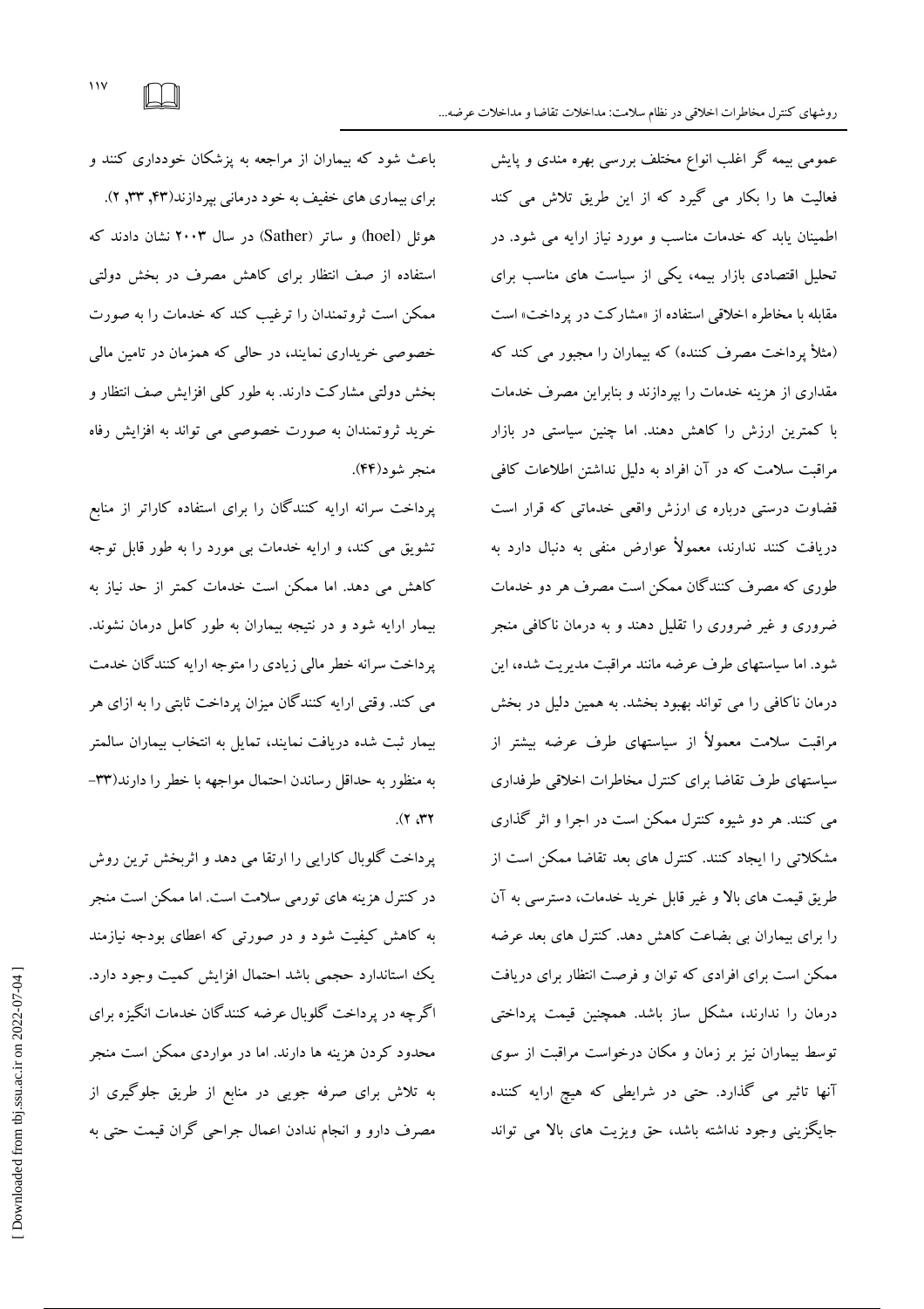عمومی بیمه گر اغلب انواع مختلف بررسی بهره مندی و پایش فعالیت ها را بکار می گیرد که از این طریق تلاش می کند اطمینان یابد که خدمات مناسب و مورد نیاز ارایه می شود. در تحلیل اقتصادی بازار بیمه، یکی از سیاست های مناسب برای مقابله با مخاطره اخلاقی استفاده از «مشارکت در پرداخت» است (مثلاً پرداخت مصرف کننده) که بیماران را مجبور می کند که مقداری از هزینه خدمات را بپردازند و بنابراین مصرف خدمات با کمترین ارزش را کاهش دهند. اما چنین سیاستی در بازار مراقبت سلامت که در آن افراد به دلیل نداشتن اطلاعات کافی قضاوت درستی درباره ی ارزش واقعی خدماتی که قرار است دریافت کنند ندارند، معمولاً عوارض منفی به دنبال دارد به طوری که مصرف کنندگان ممکن است مصرف هر دو خدمات ضروری و غیر ضروری را تقلیل دهند و به درمان ناکافی منجر شود. اما سیاستهای طرف عرضه مانند مراقبت مدیریت شده، این درمان ناکافی را می تواند بهبود بخشد. به همین دلیل در بخش مراقبت سلامت معمولاً از سیاستهای طرف عرضه بیشتر از سیاستهای طرف تقاضا برای کنترل مخاطرات اخلاقی طرفداری می کنند. هر دو شیوه کنترل ممکن است در اجرا و اثر گذاری مشکلاتی را ایجاد کنند. کنترل های بعد تقاضا ممکن است از طریق قیمت های بالا و غیر قابل خرید خدمات، دسترسی به آن را برای بیماران بی بضاعت کاهش دهد. کنترل های بعد عرضه ممکن است برای افرادی که توان و فرصت انتظار برای دریافت درمان را ندارند، مشکل ساز باشد. همچنین قیمت پرداختی توسط بیماران نیز بر زمان و مکان درخواست مراقبت از سوی آنها تاثیر می گذارد. حتی در شرایطی که هیچ ارایه کننده جایگزینی وجود نداشته باشد، حق ویزیت های بالا می تواند باعث شود که بیماران از مراجعه به پزشکان خودداری کنند و برای بیماری های خفیف به خود درمانی بپردازند(۴۳, ۳۳, ۲).

هوئل (hoel) و ساتر (Sather) در سال ۲۰۰۳ نشان دادند که استفاده از صف انتظار برای کاهش مصرف در بخش دولتی ممکن است ثروتمندان را ترغیب کند که خدمات را به صورت خصوصی خریداری نمایند، در حالی که همزمان در تامین مالی بخش دولتی مشارکت دارند. به طور کلی افزایش صف انتظار و خرید ثروتمندان به صورت خصوصی می تواند به افزایش رفاه منجر شود(۴۴).

پرداخت سرانه ارایه کنندگان را برای استفاده کاراتر از منابع تشویق می کند، و ارایه خدمات بی مورد را به طور قابل توجه کاهش می دهد. اما ممکن است خدمات کمتر از حد نیاز به بیمار ارایه شود و در نتیجه بیماران به طور کامل درمان نشوند. پرداخت سرانه خطر مالی زیادی را متوجه ارایه کنندگان خدمت می کند. وقتی ارایه کنندگان میزان پرداخت ثابتی را به ازای هر بیمار ثبت شده دریافت نمایند، تمایل به انتخاب بیماران سالمتر به منظور به حداقل رساندن احتمال مواجهه با خطر را دارند(۳۳-۳۲، ۲).

پرداخت گلوبال کارایی را ارتقا می دهد و اثربخش ترین روش در کنترل هزینه های تورمی سلامت است. اما ممکن است منجر به کاهش کیفیت شود و در صورتی که اعطای بودجه نیازمند یک استاندارد حجمی باشد احتمال افزایش کمیت وجود دارد. اگرچه در پرداخت گلوبال عرضه کنندگان خدمات انگیزه برای محدود کردن هزینه ها دارند. اما در مواردی ممکن است منجر به تلاش برای صرفه جویی در منابع از طریق جلوگیری از مصرف دارو و انجام ندادن اعمال جراحی گران قیمت حتی به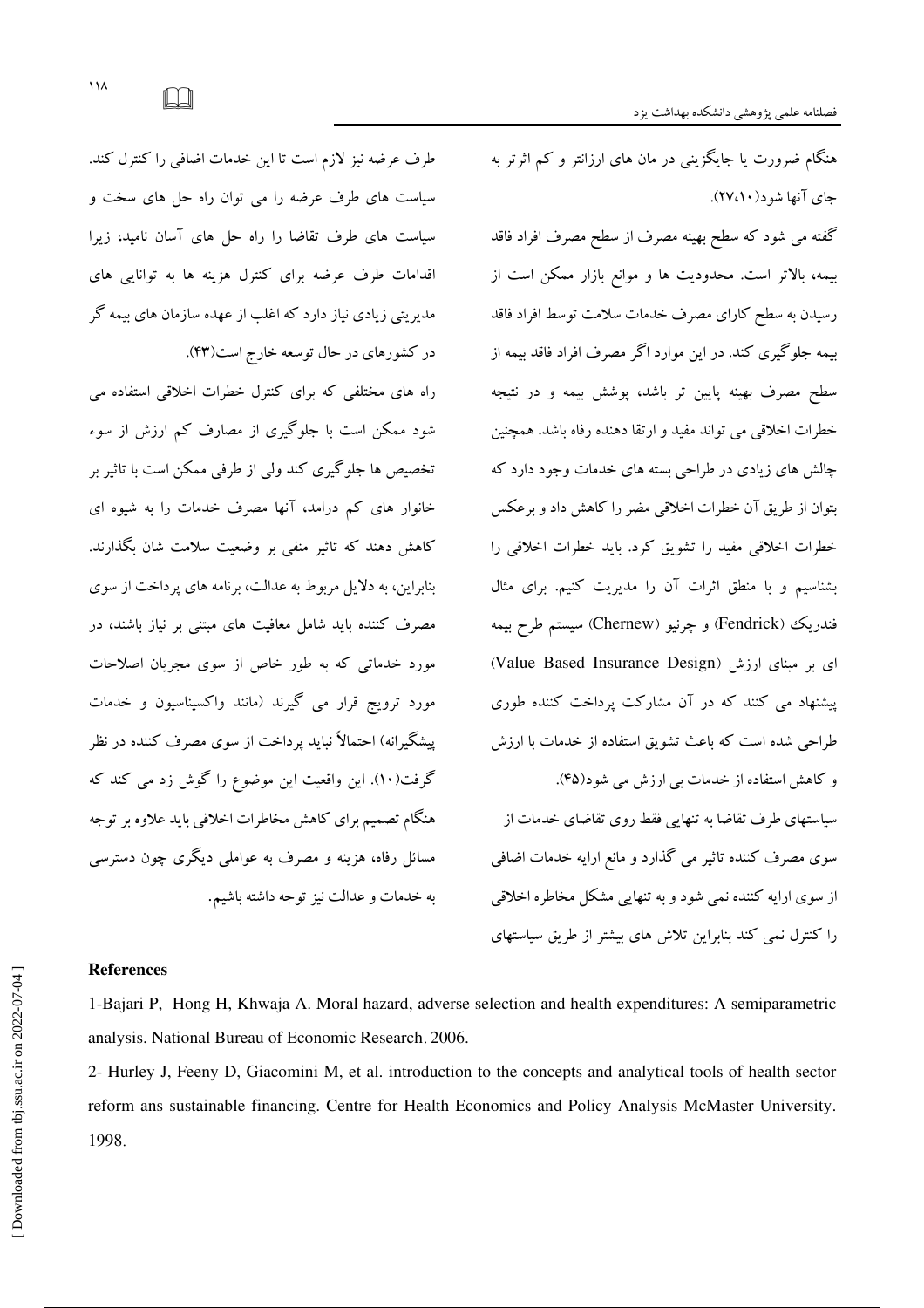هنگام ضرورت یا جایگزینی در مان های ارزانتر و کم اثرتر به جای آنها شود(۲۷،۱۰).

گفته می شود که سطح بهینه مصرف از سطح مصرف افراد فاقد بیمه، بالاتر است. محدودیت ها و موانع بازار ممکن است از رسیدن به سطح کارای مصرف خدمات سلامت توسط افراد فاقد بیمه جلوگیری کند. در این موارد اگر مصرف افراد فاقد بیمه از سطح مصرف بهینه پایین تر باشد، پوشش بیمه و در نتیجه خطرات اخلاقی می تواند مفید و ارتقا دهنده رفاه باشد. همچنین چالش های زیادی در طراحی بسته های خدمات وجود دارد که بتوان از طریق آن خطرات اخلاقی مضر را کاهش داد و برعکس خطرات اخلاقی مفید را تشویق کرد. باید خطرات اخلاقی را بشناسیم و با منطق اثرات آن را مدیریت کنیم. برای مثال فندریک (Fendrick) و چرنیو (Chernew) سیستم طرح بیمه ای بر مبنای ارزش (Value Based Insurance Design) پیشنهاد می کنند که در آن مشارکت پرداخت کننده طوری طراحی شده است که باعث تشویق استفاده از خدمات با ارزش و کاهش استفاده از خدمات بی ارزش می شود(۴۵).

سیاستهای طرف تقاضا به تنهایی فقط روی تقاضای خدمات از سوی مصرف کننده تاثیر می گذارد و مانع ارایه خدمات اضافی از سوی ارایه کننده نمی شود و به تنهایی مشکل مخاطره اخلاقی را کنترل نمی کند بنابراین تلاش های بیشتر از طریق سیاستهای طرف عرضه نیز لازم است تا این خدمات اضافی را کنترل کند. سیاست های طرف عرضه را می توان راه حل های سخت و سیاست های طرف تقاضا را راه حل های آسان نامید، زیرا اقدامات طرف عرضه برای کنترل هزینه ها به توانایی های مدیریتی زیادی نیاز دارد که اغلب از عهده سازمان های بیمه گر در کشورهای در حال توسعه خارج است(۴۳).

راه های مختلفی که برای کنترل خطرات اخلاقی استفاده می شود ممکن است با جلوگیری از مصارف کم ارزش از سوء تخصیص ها جلوگیری کند ولی از طرفی ممکن است با تاثیر بر خانوار های کم درامد، آنها مصرف خدمات را به شیوه ای کاهش دهند که تاثیر منفی بر وضعیت سلامت شان بگذارند. بنابراین، به دلایل مربوط به عدالت، برنامه های پرداخت از سوی مصرف کننده باید شامل معافیت های مبتنی بر نیاز باشند، در مورد خدماتی که به طور خاص از سوی مجریان اصلاحات مورد ترویج قرار می گیرند (مانند واکسیناسیون و خدمات پیشگیرانه) احتمالاً نباید پرداخت از سوی مصرف کننده در نظر گرفت(۱۰). این واقعیت این موضوع را گوش زد می کند که هنگام تصمیم برای کاهش مخاطرات اخلاقی باید علاوه بر توجه مسائل رفاه، هزینه و مصرف به عوامل دیگری چون دسترسی به خدمات و عدالت نیز توجه داشته باشیم.

## References

1-Bajari P, Hong H, Khwaja A. Moral hazard, adverse selection and health expenditures: A semiparametric analysis. National Bureau of Economic Research. 2006.

2- Hurley J, Feeny D, Giacomini M, et al. introduction to the concepts and analytical tools of health sector reform ans sustainable financing. Centre for Health Economics and Policy Analysis McMaster University. 1998.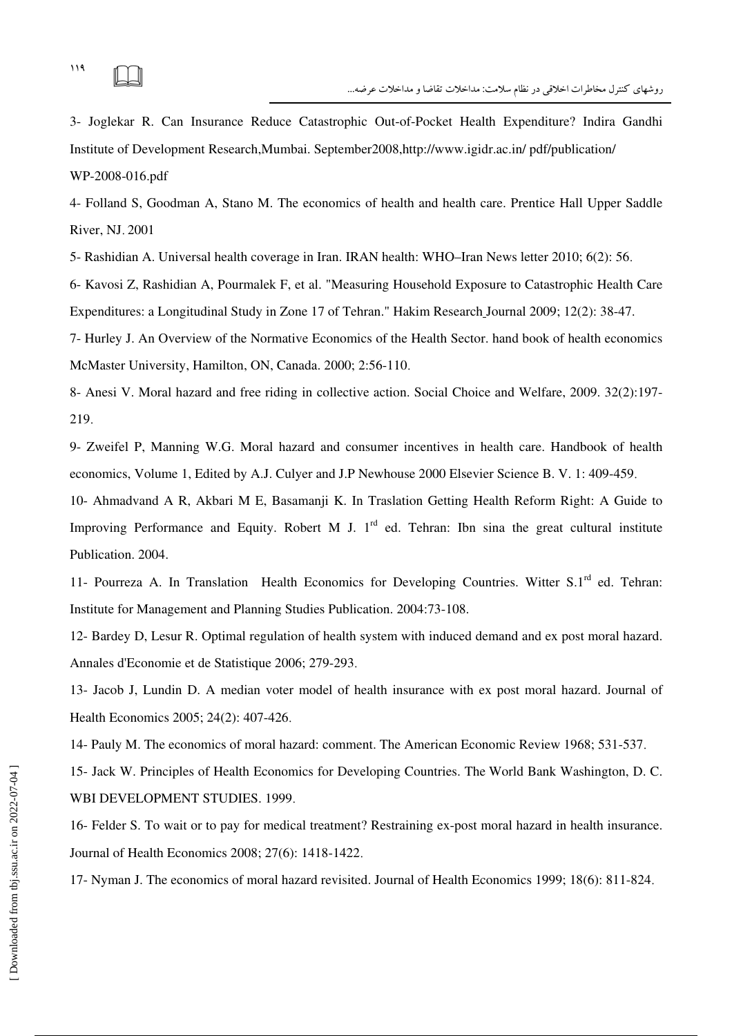3- Joglekar R. Can Insurance Reduce Catastrophic Out-of-Pocket Health Expenditure? Indira Gandhi Institute of Development Research,Mumbai. September2008,http://www.igidr.ac.in/ pdf/publication/ WP-2008-016.pdf

4- Folland S, Goodman A, Stano M. The economics of health and health care. Prentice Hall Upper Saddle River, NJ. 2001

5- Rashidian A. Universal health coverage in Iran. IRAN health: WHO–Iran News letter 2010; 6(2): 56.

6- Kavosi Z, Rashidian A, Pourmalek F, et al. "Measuring Household Exposure to Catastrophic Health Care Expenditures: a Longitudinal Study in Zone 17 of Tehran." Hakim Research Journal 2009; 12(2): 38-47.

7- Hurley J. An Overview of the Normative Economics of the Health Sector. hand book of health economics McMaster University, Hamilton, ON, Canada. 2000; 2:56-110.

8- Anesi V. Moral hazard and free riding in collective action. Social Choice and Welfare, 2009. 32(2):197-219.

9- Zweifel P, Manning W.G. Moral hazard and consumer incentives in health care. Handbook of health economics, Volume 1, Edited by A.J. Culyer and J.P Newhouse 2000 Elsevier Science B. V. 1: 409-459.

10- Ahmadvand A R, Akbari M E, Basamanji K. In Traslation Getting Health Reform Right: A Guide to Improving Performance and Equity. Robert M J. 1rd ed. Tehran: Ibn sina the great cultural institute Publication. 2004.

11- Pourreza A. In Translation Health Economics for Developing Countries. Witter S.1rd ed. Tehran: Institute for Management and Planning Studies Publication. 2004:73-108.

12- Bardey D, Lesur R. Optimal regulation of health system with induced demand and ex post moral hazard. Annales d'Economie et de Statistique 2006; 279-293.

13- Jacob J, Lundin D. A median voter model of health insurance with ex post moral hazard. Journal of Health Economics 2005; 24(2): 407-426.

14- Pauly M. The economics of moral hazard: comment. The American Economic Review 1968; 531-537.

15- Jack W. Principles of Health Economics for Developing Countries. The World Bank Washington, D. C. WBI DEVELOPMENT STUDIES. 1999.

16- Felder S. To wait or to pay for medical treatment? Restraining ex-post moral hazard in health insurance. Journal of Health Economics 2008; 27(6): 1418-1422.

17- Nyman J. The economics of moral hazard revisited. Journal of Health Economics 1999; 18(6): 811-824.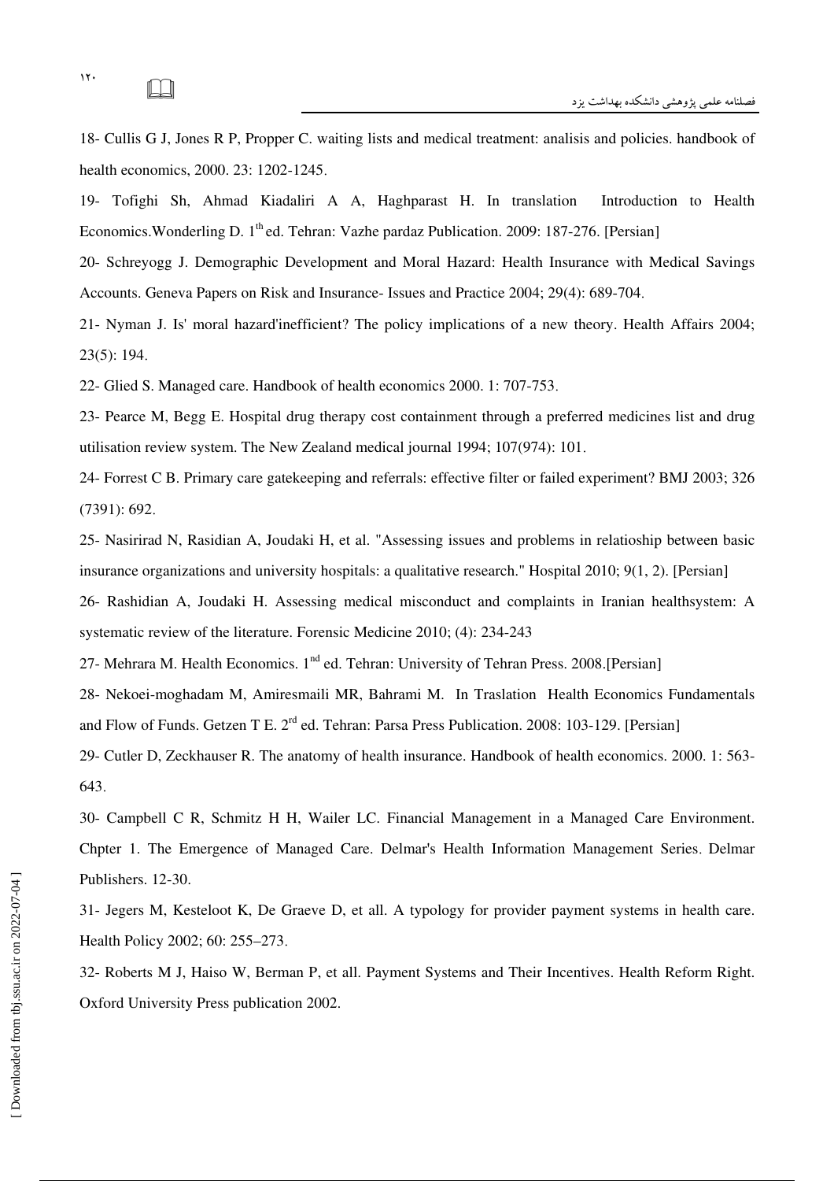18- Cullis G J, Jones R P, Propper C. waiting lists and medical treatment: analisis and policies. handbook of health economics, 2000. 23: 1202-1245.

19- Tofighi Sh, Ahmad Kiadaliri A A, Haghparast H. In translation Introduction to Health Economics.Wonderling D. 1th ed. Tehran: Vazhe pardaz Publication. 2009: 187-276. [Persian]

20- Schreyogg J. Demographic Development and Moral Hazard: Health Insurance with Medical Savings Accounts. Geneva Papers on Risk and Insurance- Issues and Practice 2004; 29(4): 689-704.

21- Nyman J. Is' moral hazard'inefficient? The policy implications of a new theory. Health Affairs 2004; 23(5): 194.

22- Glied S. Managed care. Handbook of health economics 2000. 1: 707-753.

23- Pearce M, Begg E. Hospital drug therapy cost containment through a preferred medicines list and drug utilisation review system. The New Zealand medical journal 1994; 107(974): 101.

24- Forrest C B. Primary care gatekeeping and referrals: effective filter or failed experiment? BMJ 2003; 326 (7391): 692.

25- Nasirirad N, Rasidian A, Joudaki H, et al. "Assessing issues and problems in relatioship between basic insurance organizations and university hospitals: a qualitative research." Hospital 2010; 9(1, 2). [Persian]

26- Rashidian A, Joudaki H. Assessing medical misconduct and complaints in Iranian healthsystem: A systematic review of the literature. Forensic Medicine 2010; (4): 234-243

27- Mehrara M. Health Economics. 1nd ed. Tehran: University of Tehran Press. 2008.[Persian]

28- Nekoei-moghadam M, Amiresmaili MR, Bahrami M. In Traslation Health Economics Fundamentals and Flow of Funds. Getzen T E. 2rd ed. Tehran: Parsa Press Publication. 2008: 103-129. [Persian]

29- Cutler D, Zeckhauser R. The anatomy of health insurance. Handbook of health economics. 2000. 1: 563-643.

30- Campbell C R, Schmitz H H, Wailer LC. Financial Management in a Managed Care Environment. Chpter 1. The Emergence of Managed Care. Delmar's Health Information Management Series. Delmar Publishers. 12-30.

31- Jegers M, Kesteloot K, De Graeve D, et all. A typology for provider payment systems in health care. Health Policy 2002; 60: 255–273.

32- Roberts M J, Haiso W, Berman P, et all. Payment Systems and Their Incentives. Health Reform Right. Oxford University Press publication 2002.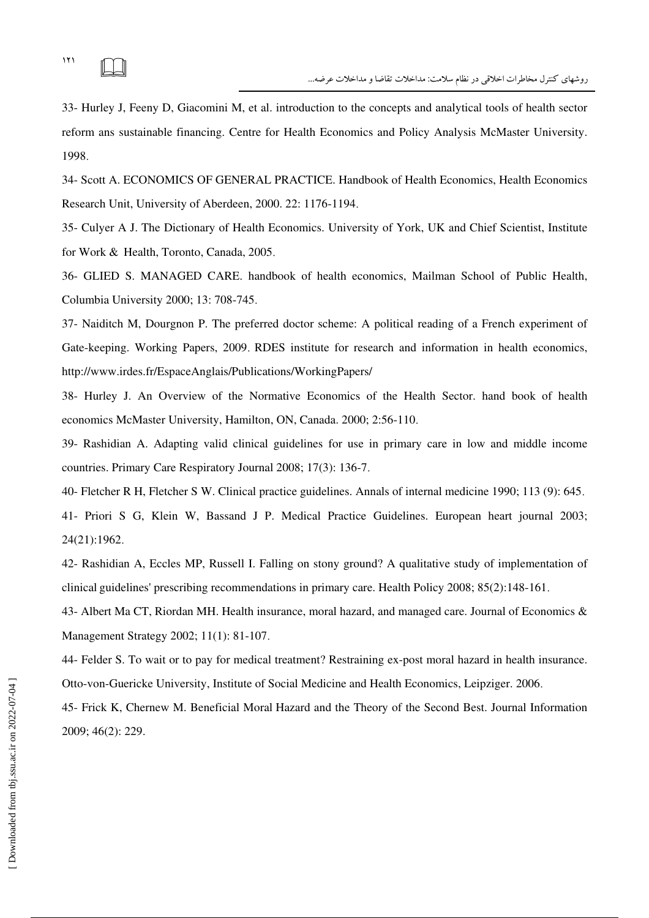33- Hurley J, Feeny D, Giacomini M, et al. introduction to the concepts and analytical tools of health sector reform ans sustainable financing. Centre for Health Economics and Policy Analysis McMaster University. 1998.

34- Scott A. ECONOMICS OF GENERAL PRACTICE. Handbook of Health Economics, Health Economics Research Unit, University of Aberdeen, 2000. 22: 1176-1194.

35- Culyer A J. The Dictionary of Health Economics. University of York, UK and Chief Scientist, Institute for Work & Health, Toronto, Canada, 2005.

36- GLIED S. MANAGED CARE. handbook of health economics, Mailman School of Public Health, Columbia University 2000; 13: 708-745.

37- Naiditch M, Dourgnon P. The preferred doctor scheme: A political reading of a French experiment of Gate-keeping. Working Papers, 2009. RDES institute for research and information in health economics, http://www.irdes.fr/EspaceAnglais/Publications/WorkingPapers/

38- Hurley J. An Overview of the Normative Economics of the Health Sector. hand book of health economics McMaster University, Hamilton, ON, Canada. 2000; 2:56-110.

39- Rashidian A. Adapting valid clinical guidelines for use in primary care in low and middle income countries. Primary Care Respiratory Journal 2008; 17(3): 136-7.

40- Fletcher R H, Fletcher S W. Clinical practice guidelines. Annals of internal medicine 1990; 113 (9): 645.

41- Priori S G, Klein W, Bassand J P. Medical Practice Guidelines. European heart journal 2003; 24(21):1962.

42- Rashidian A, Eccles MP, Russell I. Falling on stony ground? A qualitative study of implementation of clinical guidelines' prescribing recommendations in primary care. Health Policy 2008; 85(2):148-161.

43- Albert Ma CT, Riordan MH. Health insurance, moral hazard, and managed care. Journal of Economics & Management Strategy 2002; 11(1): 81-107.

44- Felder S. To wait or to pay for medical treatment? Restraining ex-post moral hazard in health insurance. Otto-von-Guericke University, Institute of Social Medicine and Health Economics, Leipziger. 2006.

45- Frick K, Chernew M. Beneficial Moral Hazard and the Theory of the Second Best. Journal Information 2009; 46(2): 229.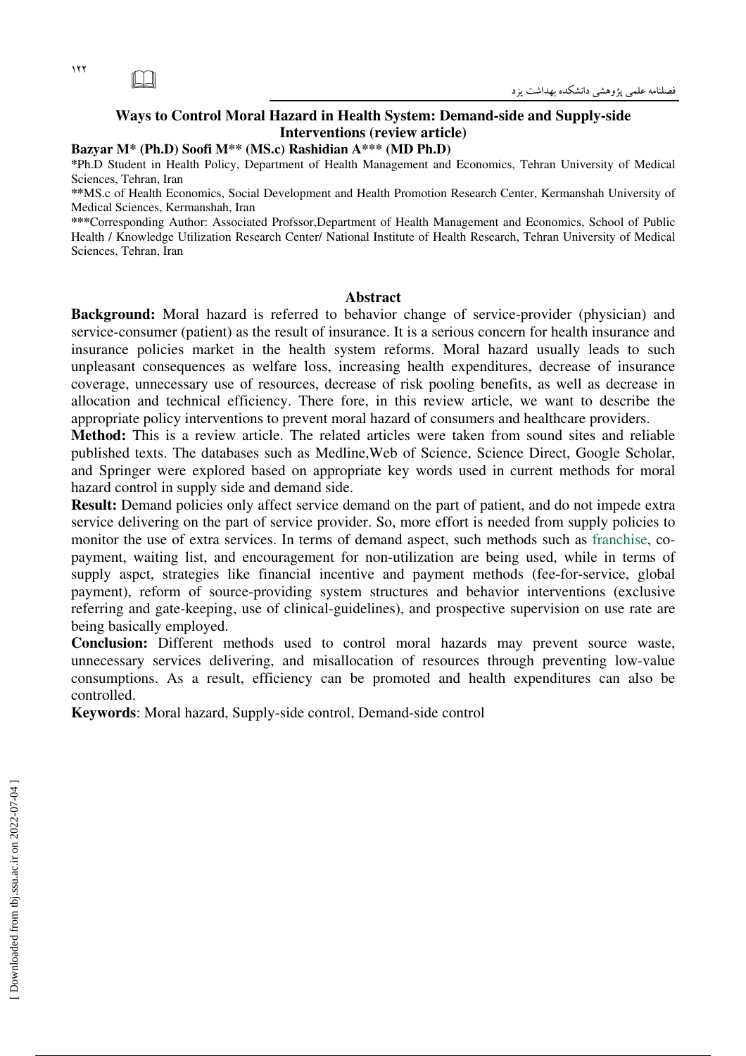## Ways to Control Moral Hazard in Health System: Demand-side and Supply-side Interventions (review article)

**Bazyar M* (Ph.D) Soofi M** (MS.c) Rashidian A*** (MD Ph.D)**

*Ph.D Student in Health Policy, Department of Health Management and Economics, Tehran University of Medical Sciences, Tehran, Iran

**MS.c of Health Economics, Social Development and Health Promotion Research Center, Kermanshah University of Medical Sciences, Kermanshah, Iran

***Corresponding Author: Associated Profssor,Department of Health Management and Economics, School of Public Health / Knowledge Utilization Research Center/ National Institute of Health Research, Tehran University of Medical Sciences, Tehran, Iran

### Abstract

**Background:** Moral hazard is referred to behavior change of service-provider (physician) and service-consumer (patient) as the result of insurance. It is a serious concern for health insurance and insurance policies market in the health system reforms. Moral hazard usually leads to such unpleasant consequences as welfare loss, increasing health expenditures, decrease of insurance coverage, unnecessary use of resources, decrease of risk pooling benefits, as well as decrease in allocation and technical efficiency. There fore, in this review article, we want to describe the appropriate policy interventions to prevent moral hazard of consumers and healthcare providers.

**Method:** This is a review article. The related articles were taken from sound sites and reliable published texts. The databases such as Medline,Web of Science, Science Direct, Google Scholar, and Springer were explored based on appropriate key words used in current methods for moral hazard control in supply side and demand side.

**Result:** Demand policies only affect service demand on the part of patient, and do not impede extra service delivering on the part of service provider. So, more effort is needed from supply policies to monitor the use of extra services. In terms of demand aspect, such methods such as franchise, co-payment, waiting list, and encouragement for non-utilization are being used, while in terms of supply aspct, strategies like financial incentive and payment methods (fee-for-service, global payment), reform of source-providing system structures and behavior interventions (exclusive referring and gate-keeping, use of clinical-guidelines), and prospective supervision on use rate are being basically employed.

**Conclusion:** Different methods used to control moral hazards may prevent source waste, unnecessary services delivering, and misallocation of resources through preventing low-value consumptions. As a result, efficiency can be promoted and health expenditures can also be controlled.

**Keywords**: Moral hazard, Supply-side control, Demand-side control